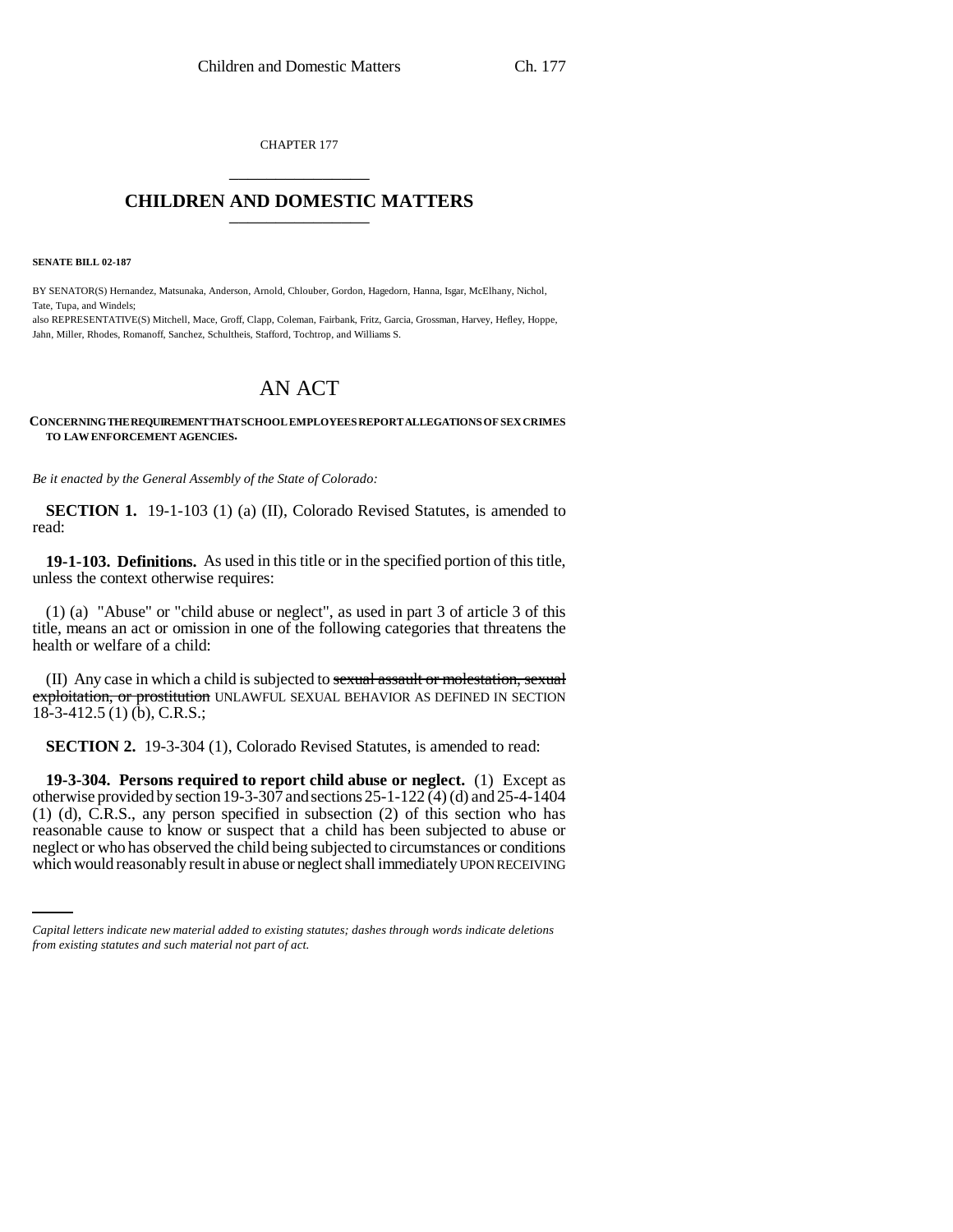CHAPTER 177

# CHILDREN AND DOMESTIC MATTERS

**SENATE BILL 02-187**

BY SENATOR(S) Hernandez, Matsunaka, Anderson, Arnold, Chlouber, Gordon, Hagedorn, Hanna, Isgar, McElhany, Nichol, Tate, Tupa, and Windels;
also REPRESENTATIVE(S) Mitchell, Mace, Groff, Clapp, Coleman, Fairbank, Fritz, Garcia, Grossman, Harvey, Hefley, Hoppe, Jahn, Miller, Rhodes, Romanoff, Sanchez, Schultheis, Stafford, Tochtrop, and Williams S.

## AN ACT

**CONCERNING THE REQUIREMENT THAT SCHOOL EMPLOYEES REPORT ALLEGATIONS OF SEX CRIMES TO LAW ENFORCEMENT AGENCIES.**

*Be it enacted by the General Assembly of the State of Colorado:*

**SECTION 1.** 19-1-103 (1) (a) (II), Colorado Revised Statutes, is amended to read:

**19-1-103. Definitions.** As used in this title or in the specified portion of this title, unless the context otherwise requires:

(1) (a) "Abuse" or "child abuse or neglect", as used in part 3 of article 3 of this title, means an act or omission in one of the following categories that threatens the health or welfare of a child:

(II) Any case in which a child is subjected to ~~sexual assault or molestation, sexual exploitation, or prostitution~~ UNLAWFUL SEXUAL BEHAVIOR AS DEFINED IN SECTION 18-3-412.5 (1) (b), C.R.S.;

**SECTION 2.** 19-3-304 (1), Colorado Revised Statutes, is amended to read:

**19-3-304. Persons required to report child abuse or neglect.** (1) Except as otherwise provided by section 19-3-307 and sections 25-1-122 (4) (d) and 25-4-1404 (1) (d), C.R.S., any person specified in subsection (2) of this section who has reasonable cause to know or suspect that a child has been subjected to abuse or neglect or who has observed the child being subjected to circumstances or conditions which would reasonably result in abuse or neglect shall immediately UPON RECEIVING

*Capital letters indicate new material added to existing statutes; dashes through words indicate deletions from existing statutes and such material not part of act.*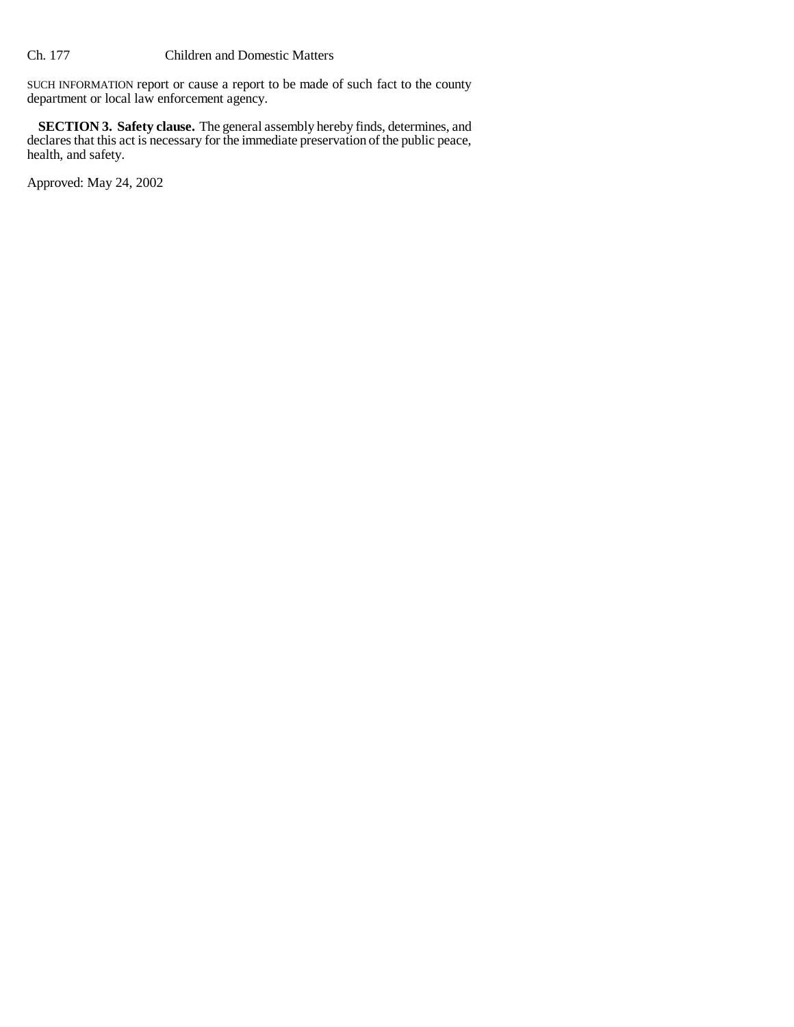SUCH INFORMATION report or cause a report to be made of such fact to the county department or local law enforcement agency.

**SECTION 3. Safety clause.** The general assembly hereby finds, determines, and declares that this act is necessary for the immediate preservation of the public peace, health, and safety.

Approved: May 24, 2002